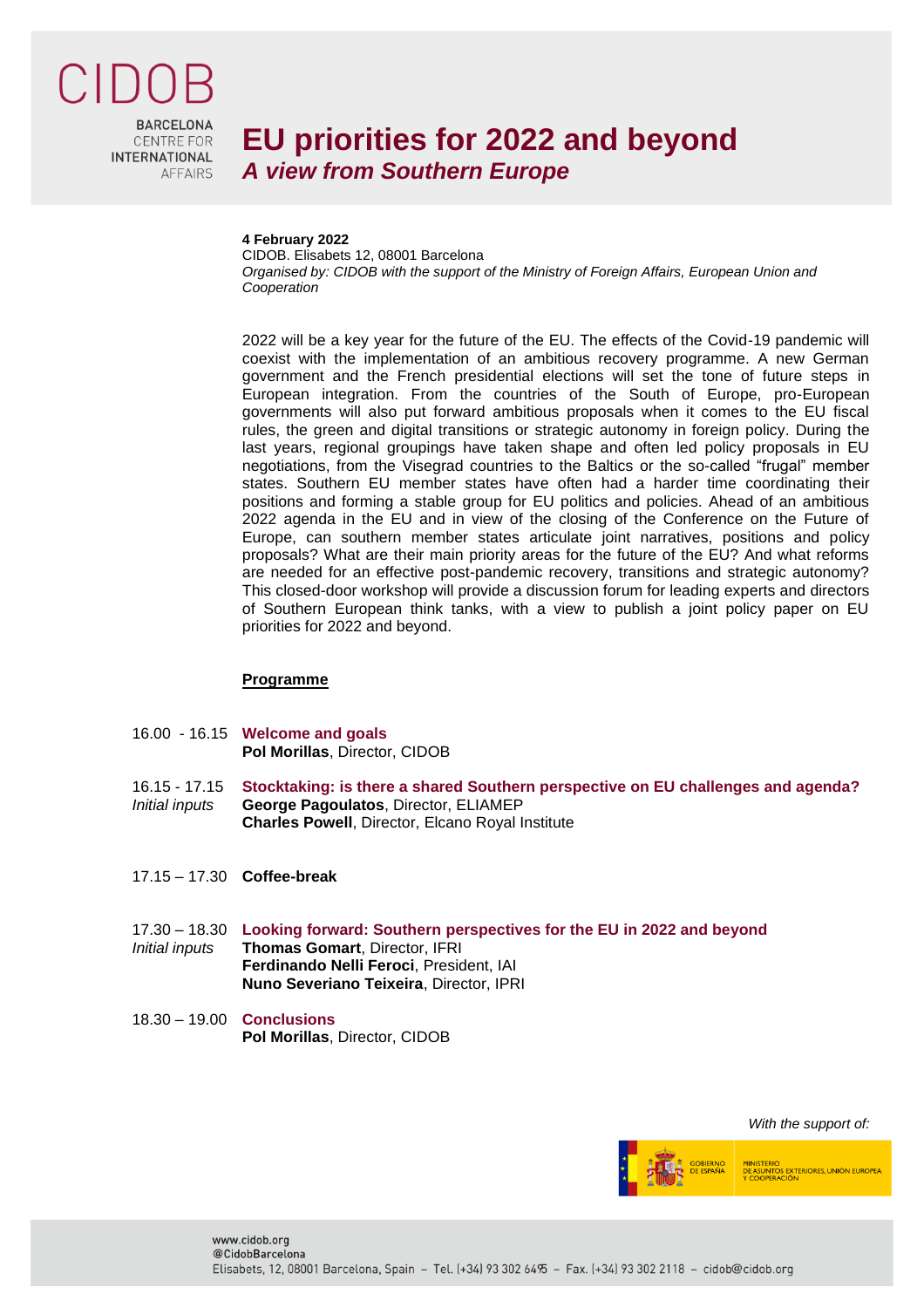CIDOB
BARCELONA CENTRE FOR INTERNATIONAL AFFAIRS

# EU priorities for 2022 and beyond

## *A view from Southern Europe*

**4 February 2022**
CIDOB. Elisabets 12, 08001 Barcelona
*Organised by: CIDOB with the support of the Ministry of Foreign Affairs, European Union and Cooperation*

2022 will be a key year for the future of the EU. The effects of the Covid-19 pandemic will coexist with the implementation of an ambitious recovery programme. A new German government and the French presidential elections will set the tone of future steps in European integration. From the countries of the South of Europe, pro-European governments will also put forward ambitious proposals when it comes to the EU fiscal rules, the green and digital transitions or strategic autonomy in foreign policy. During the last years, regional groupings have taken shape and often led policy proposals in EU negotiations, from the Visegrad countries to the Baltics or the so-called "frugal" member states. Southern EU member states have often had a harder time coordinating their positions and forming a stable group for EU politics and policies. Ahead of an ambitious 2022 agenda in the EU and in view of the closing of the Conference on the Future of Europe, can southern member states articulate joint narratives, positions and policy proposals? What are their main priority areas for the future of the EU? And what reforms are needed for an effective post-pandemic recovery, transitions and strategic autonomy? This closed-door workshop will provide a discussion forum for leading experts and directors of Southern European think tanks, with a view to publish a joint policy paper on EU priorities for 2022 and beyond.

**Programme**

16.00 - 16.15 **Welcome and goals**
**Pol Morillas**, Director, CIDOB

16.15 - 17.15 **Stocktaking: is there a shared Southern perspective on EU challenges and agenda?**
*Initial inputs*
**George Pagoulatos**, Director, ELIAMEP
**Charles Powell**, Director, Elcano Royal Institute

17.15 – 17.30 **Coffee-break**

17.30 – 18.30 **Looking forward: Southern perspectives for the EU in 2022 and beyond**
*Initial inputs*
**Thomas Gomart**, Director, IFRI
**Ferdinando Nelli Feroci**, President, IAI
**Nuno Severiano Teixeira**, Director, IPRI

18.30 – 19.00 **Conclusions**
**Pol Morillas**, Director, CIDOB

*With the support of:*
GOBIERNO DE ESPAÑA – MINISTERIO DE ASUNTOS EXTERIORES, UNIÓN EUROPEA Y COOPERACIÓN

www.cidob.org
@CidobBarcelona
Elisabets, 12, 08001 Barcelona, Spain – Tel. (+34) 93 302 6495 – Fax. (+34) 93 302 2118 – cidob@cidob.org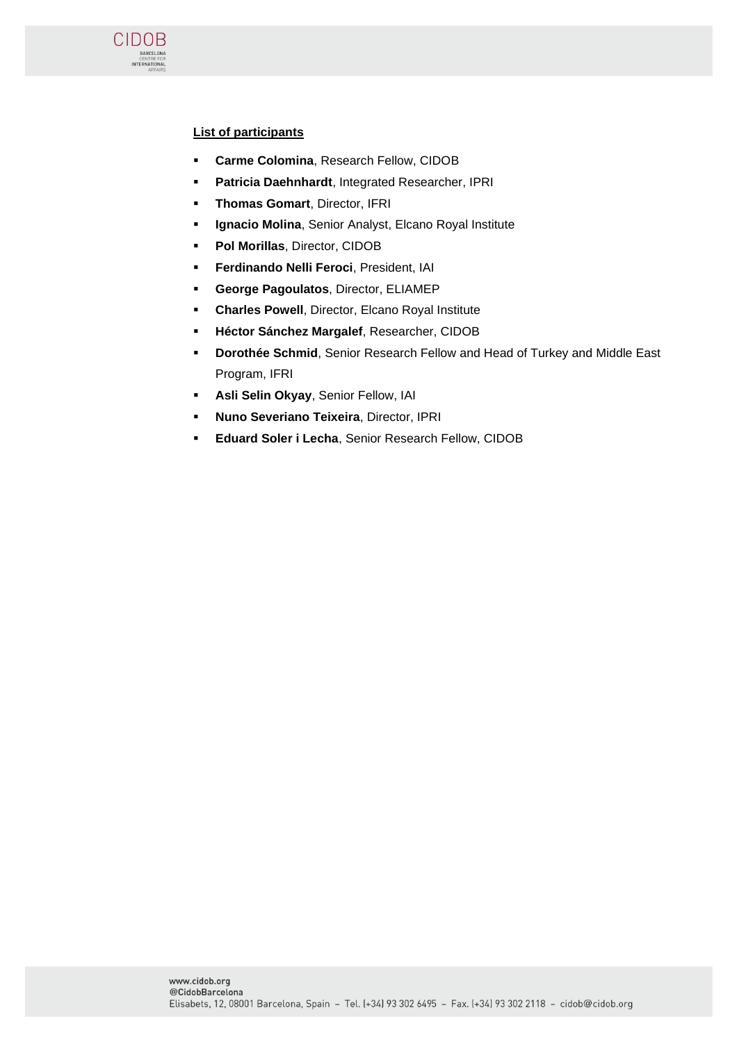**List of participants**

- **Carme Colomina**, Research Fellow, CIDOB
- **Patricia Daehnhardt**, Integrated Researcher, IPRI
- **Thomas Gomart**, Director, IFRI
- **Ignacio Molina**, Senior Analyst, Elcano Royal Institute
- **Pol Morillas**, Director, CIDOB
- **Ferdinando Nelli Feroci**, President, IAI
- **George Pagoulatos**, Director, ELIAMEP
- **Charles Powell**, Director, Elcano Royal Institute
- **Héctor Sánchez Margalef**, Researcher, CIDOB
- **Dorothée Schmid**, Senior Research Fellow and Head of Turkey and Middle East Program, IFRI
- **Asli Selin Okyay**, Senior Fellow, IAI
- **Nuno Severiano Teixeira**, Director, IPRI
- **Eduard Soler i Lecha**, Senior Research Fellow, CIDOB